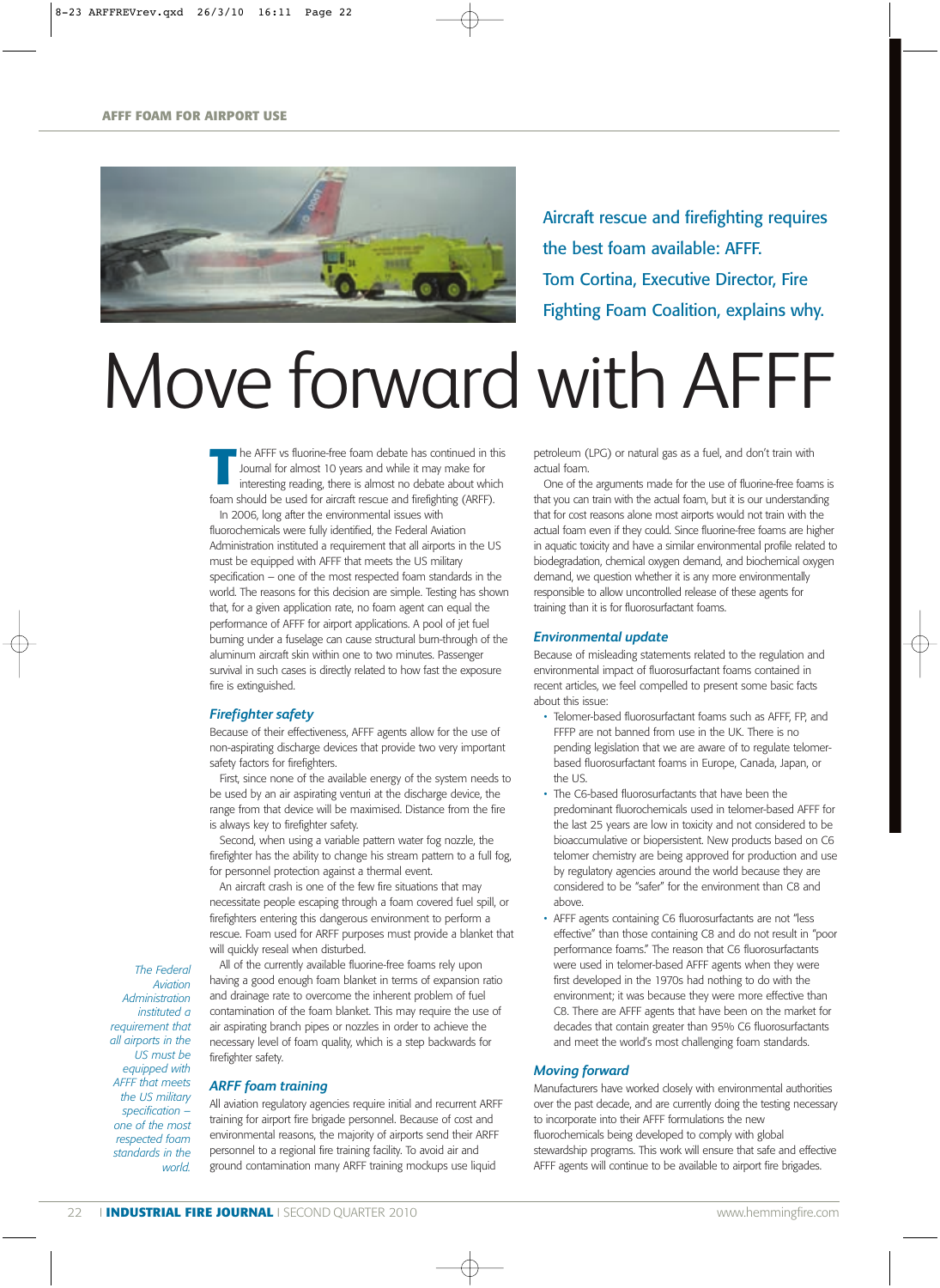Aircraft rescue and firefighting requires the best foam available: AFFF. Tom Cortina, Executive Director, Fire Fighting Foam Coalition, explains why.

# Move forward with AFFF

The AFFF vs fluorine-free foam debate has continued in this Journal for almost 10 years and while it may make for interesting reading, there is almost no debate about which foam should be used for aircraft rescue and firefighting (ARFF).

In 2006, long after the environmental issues with fluorochemicals were fully identified, the Federal Aviation Administration instituted a requirement that all airports in the US must be equipped with AFFF that meets the US military specification – one of the most respected foam standards in the world. The reasons for this decision are simple. Testing has shown that, for a given application rate, no foam agent can equal the performance of AFFF for airport applications. A pool of jet fuel burning under a fuselage can cause structural burn-through of the aluminum aircraft skin within one to two minutes. Passenger survival in such cases is directly related to how fast the exposure fire is extinguished.

## *Firefighter safety*

Because of their effectiveness, AFFF agents allow for the use of non-aspirating discharge devices that provide two very important safety factors for firefighters.

First, since none of the available energy of the system needs to be used by an air aspirating venturi at the discharge device, the range from that device will be maximised. Distance from the fire is always key to firefighter safety.

Second, when using a variable pattern water fog nozzle, the firefighter has the ability to change his stream pattern to a full fog, for personnel protection against a thermal event.

An aircraft crash is one of the few fire situations that may necessitate people escaping through a foam covered fuel spill, or firefighters entering this dangerous environment to perform a rescue. Foam used for ARFF purposes must provide a blanket that will quickly reseal when disturbed.

All of the currently available fluorine-free foams rely upon having a good enough foam blanket in terms of expansion ratio and drainage rate to overcome the inherent problem of fuel contamination of the foam blanket. This may require the use of air aspirating branch pipes or nozzles in order to achieve the necessary level of foam quality, which is a step backwards for firefighter safety.

*The Federal Aviation Administration instituted a requirement that all airports in the US must be equipped with AFFF that meets the US military specification – one of the most respected foam standards in the world.*

## *ARFF foam training*

All aviation regulatory agencies require initial and recurrent ARFF training for airport fire brigade personnel. Because of cost and environmental reasons, the majority of airports send their ARFF personnel to a regional fire training facility. To avoid air and ground contamination many ARFF training mockups use liquid petroleum (LPG) or natural gas as a fuel, and don't train with actual foam.

One of the arguments made for the use of fluorine-free foams is that you can train with the actual foam, but it is our understanding that for cost reasons alone most airports would not train with the actual foam even if they could. Since fluorine-free foams are higher in aquatic toxicity and have a similar environmental profile related to biodegradation, chemical oxygen demand, and biochemical oxygen demand, we question whether it is any more environmentally responsible to allow uncontrolled release of these agents for training than it is for fluorosurfactant foams.

## *Environmental update*

Because of misleading statements related to the regulation and environmental impact of fluorosurfactant foams contained in recent articles, we feel compelled to present some basic facts about this issue:

- Telomer-based fluorosurfactant foams such as AFFF, FP, and FFFP are not banned from use in the UK. There is no pending legislation that we are aware of to regulate telomer-based fluorosurfactant foams in Europe, Canada, Japan, or the US.
- The C6-based fluorosurfactants that have been the predominant fluorochemicals used in telomer-based AFFF for the last 25 years are low in toxicity and not considered to be bioaccumulative or biopersistent. New products based on C6 telomer chemistry are being approved for production and use by regulatory agencies around the world because they are considered to be "safer" for the environment than C8 and above.
- AFFF agents containing C6 fluorosurfactants are not "less effective" than those containing C8 and do not result in "poor performance foams." The reason that C6 fluorosurfactants were used in telomer-based AFFF agents when they were first developed in the 1970s had nothing to do with the environment; it was because they were more effective than C8. There are AFFF agents that have been on the market for decades that contain greater than 95% C6 fluorosurfactants and meet the world's most challenging foam standards.

## *Moving forward*

Manufacturers have worked closely with environmental authorities over the past decade, and are currently doing the testing necessary to incorporate into their AFFF formulations the new fluorochemicals being developed to comply with global stewardship programs. This work will ensure that safe and effective AFFF agents will continue to be available to airport fire brigades.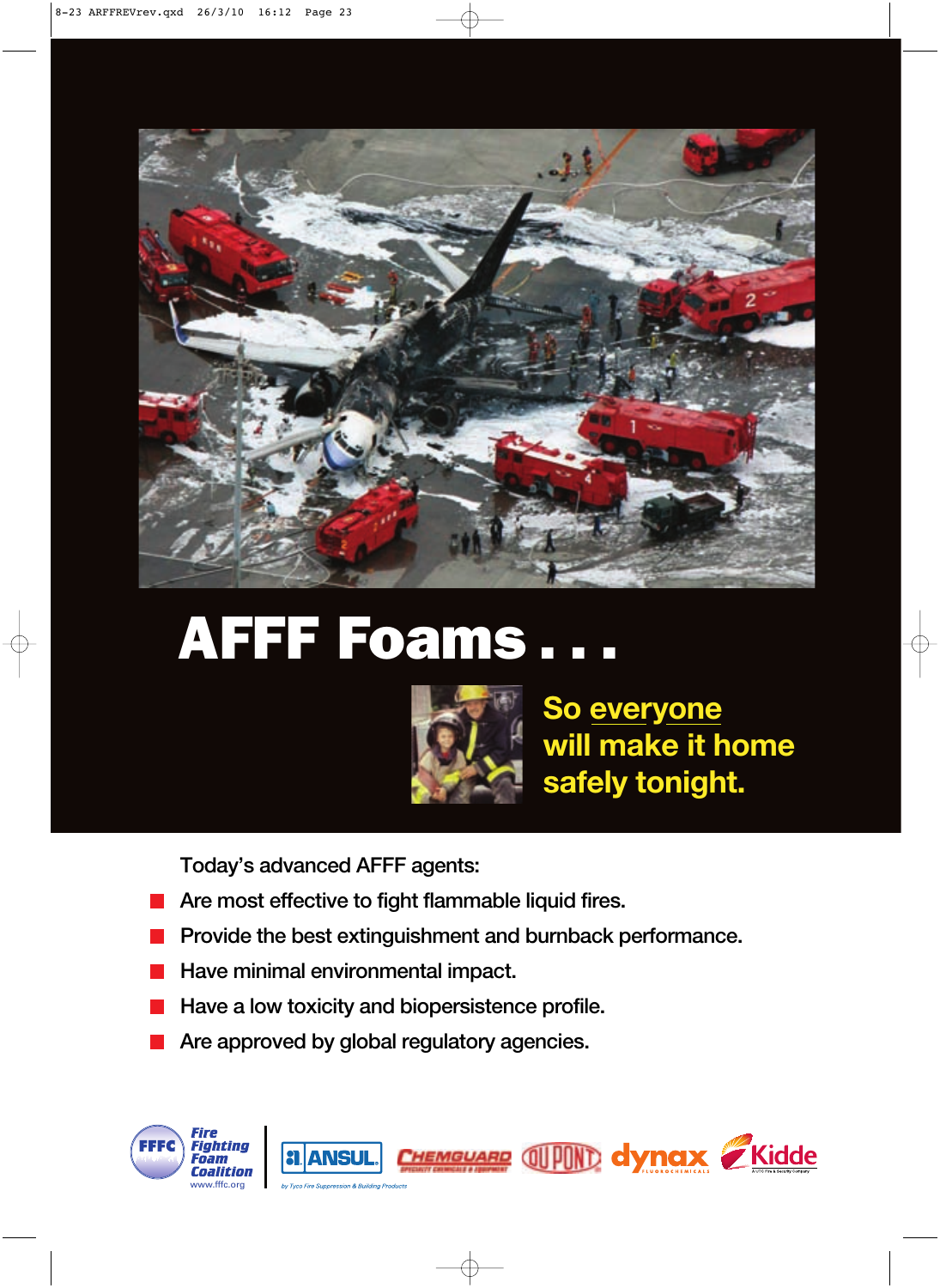# AFFF Foams . . .

**So everyone will make it home safely tonight.**

Today's advanced AFFF agents:

- Are most effective to fight flammable liquid fires.
- Provide the best extinguishment and burnback performance.
- Have minimal environmental impact.
- Have a low toxicity and biopersistence profile.
- Are approved by global regulatory agencies.

FFFC Fire Fighting Foam Coalition www.fffc.org

ANSUL by Tyco Fire Suppression & Building Products | CHEMGUARD Specialty Chemicals & Equipment | DUPONT | dynax Fluorochemicals | Kidde A UTC Fire & Security Company